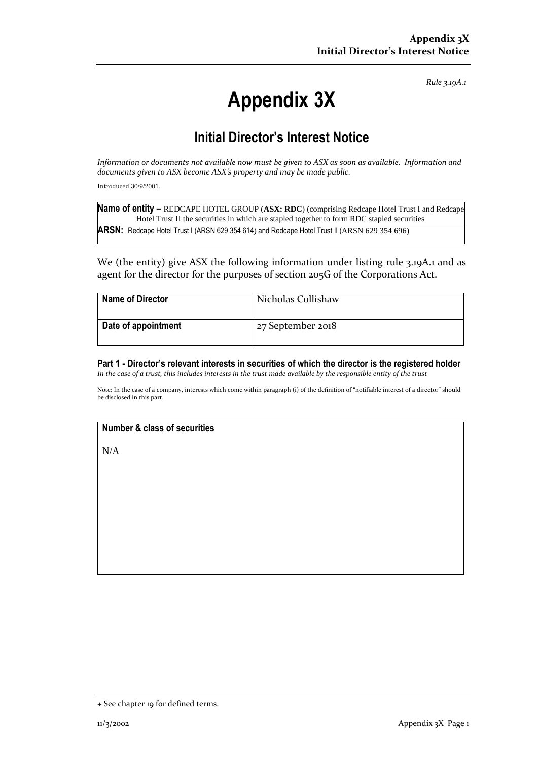*Rule 3.19A.1*

# Appendix 3X

## Initial Director's Interest Notice

*Information or documents not available now must be given to ASX as soon as available. Information and documents given to ASX become ASX's property and may be made public.*

Introduced 30/9/2001.

| | |
|---|---|
| **Name of entity –** REDCAPE HOTEL GROUP (**ASX: RDC**) (comprising Redcape Hotel Trust I and Redcape Hotel Trust II the securities in which are stapled together to form RDC stapled securities | |
| **ARSN:** Redcape Hotel Trust I (ARSN 629 354 614) and Redcape Hotel Trust II (ARSN 629 354 696) | |

We (the entity) give ASX the following information under listing rule 3.19A.1 and as agent for the director for the purposes of section 205G of the Corporations Act.

| | |
|---|---|
| **Name of Director** | Nicholas Collishaw |
| **Date of appointment** | 27 September 2018 |

### Part 1 - Director's relevant interests in securities of which the director is the registered holder

*In the case of a trust, this includes interests in the trust made available by the responsible entity of the trust*

Note: In the case of a company, interests which come within paragraph (i) of the definition of "notifiable interest of a director" should be disclosed in this part.

| **Number & class of securities** |
|---|
| N/A |

+ See chapter 19 for defined terms.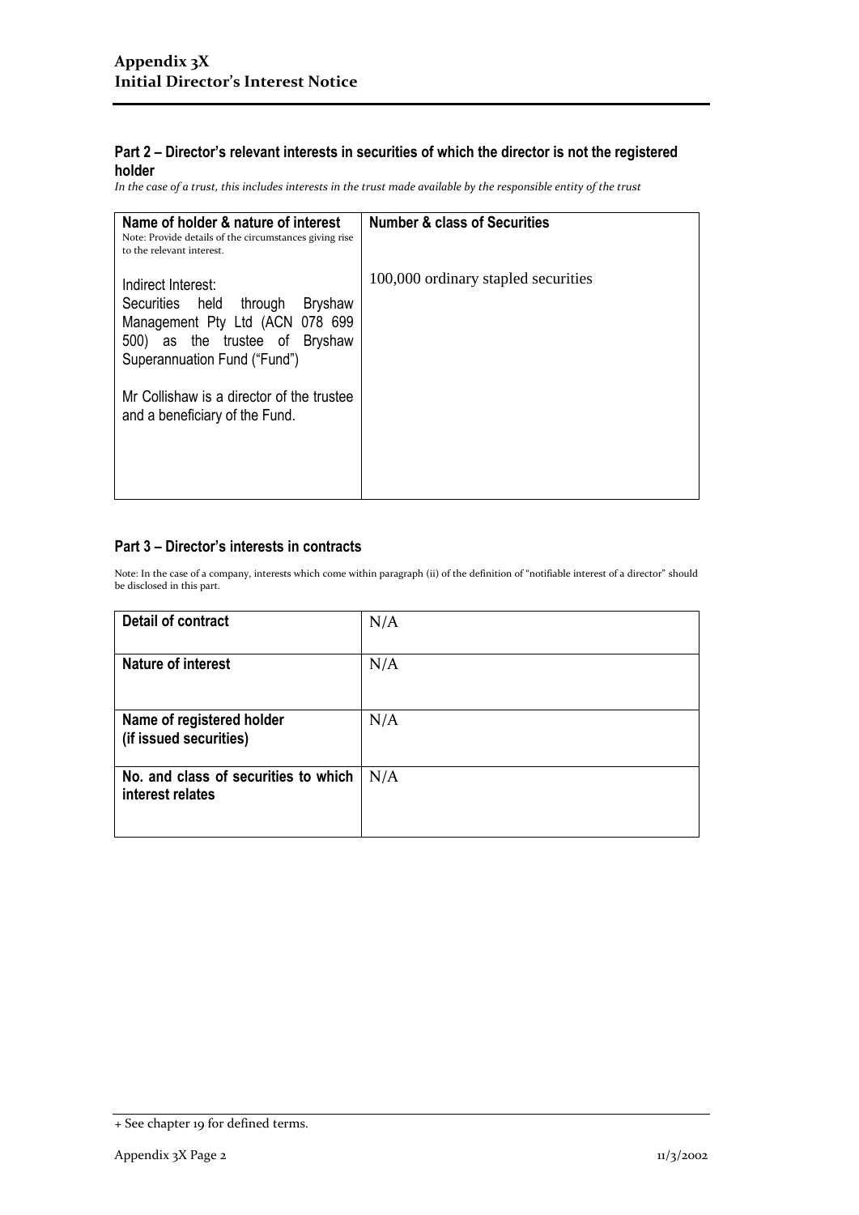## Part 2 – Director's relevant interests in securities of which the director is not the registered holder

*In the case of a trust, this includes interests in the trust made available by the responsible entity of the trust*

| Name of holder & nature of interest<br>Note: Provide details of the circumstances giving rise to the relevant interest. | Number & class of Securities |
|---|---|
| Indirect Interest:<br>Securities held through Bryshaw Management Pty Ltd (ACN 078 699 500) as the trustee of Bryshaw Superannuation Fund ("Fund")<br><br>Mr Collishaw is a director of the trustee and a beneficiary of the Fund. | 100,000 ordinary stapled securities |

## Part 3 – Director's interests in contracts

Note: In the case of a company, interests which come within paragraph (ii) of the definition of "notifiable interest of a director" should be disclosed in this part.

| | |
|---|---|
| **Detail of contract** | N/A |
| **Nature of interest** | N/A |
| **Name of registered holder (if issued securities)** | N/A |
| **No. and class of securities to which interest relates** | N/A |

+ See chapter 19 for defined terms.